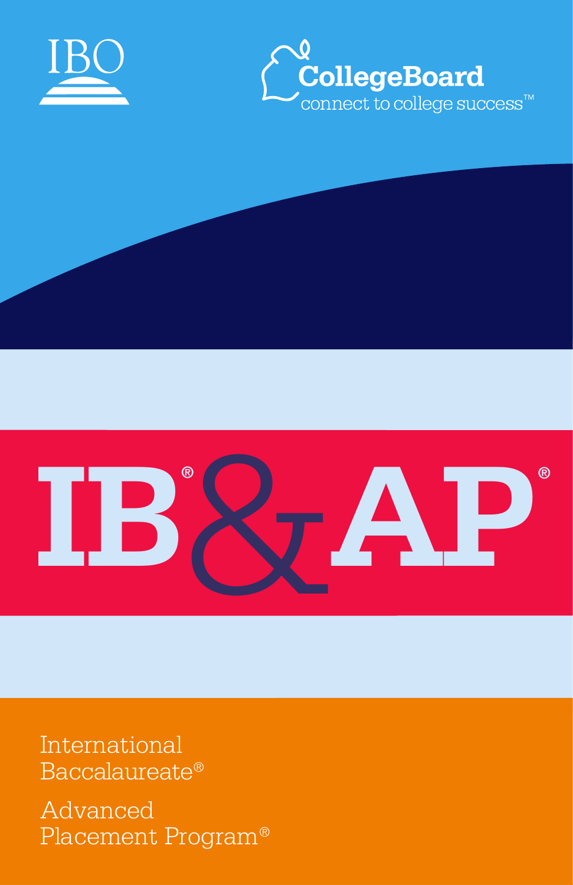IBO

CollegeBoard
connect to college success™

# IB® & AP®

International Baccalaureate®

Advanced Placement Program®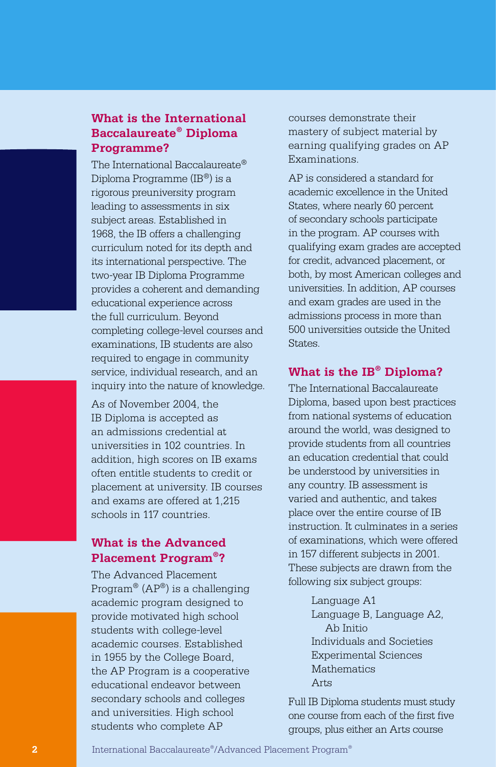## What is the International Baccalaureate® Diploma Programme?

The International Baccalaureate® Diploma Programme (IB®) is a rigorous preuniversity program leading to assessments in six subject areas. Established in 1968, the IB offers a challenging curriculum noted for its depth and its international perspective. The two-year IB Diploma Programme provides a coherent and demanding educational experience across the full curriculum. Beyond completing college-level courses and examinations, IB students are also required to engage in community service, individual research, and an inquiry into the nature of knowledge.

As of November 2004, the IB Diploma is accepted as an admissions credential at universities in 102 countries. In addition, high scores on IB exams often entitle students to credit or placement at university. IB courses and exams are offered at 1,215 schools in 117 countries.

## What is the Advanced Placement Program®?

The Advanced Placement Program® (AP®) is a challenging academic program designed to provide motivated high school students with college-level academic courses. Established in 1955 by the College Board, the AP Program is a cooperative educational endeavor between secondary schools and colleges and universities. High school students who complete AP courses demonstrate their mastery of subject material by earning qualifying grades on AP Examinations.

AP is considered a standard for academic excellence in the United States, where nearly 60 percent of secondary schools participate in the program. AP courses with qualifying exam grades are accepted for credit, advanced placement, or both, by most American colleges and universities. In addition, AP courses and exam grades are used in the admissions process in more than 500 universities outside the United States.

## What is the IB® Diploma?

The International Baccalaureate Diploma, based upon best practices from national systems of education around the world, was designed to provide students from all countries an education credential that could be understood by universities in any country. IB assessment is varied and authentic, and takes place over the entire course of IB instruction. It culminates in a series of examinations, which were offered in 157 different subjects in 2001. These subjects are drawn from the following six subject groups:

- Language A1
- Language B, Language A2, Ab Initio
- Individuals and Societies
- Experimental Sciences
- Mathematics
- Arts

Full IB Diploma students must study one course from each of the first five groups, plus either an Arts course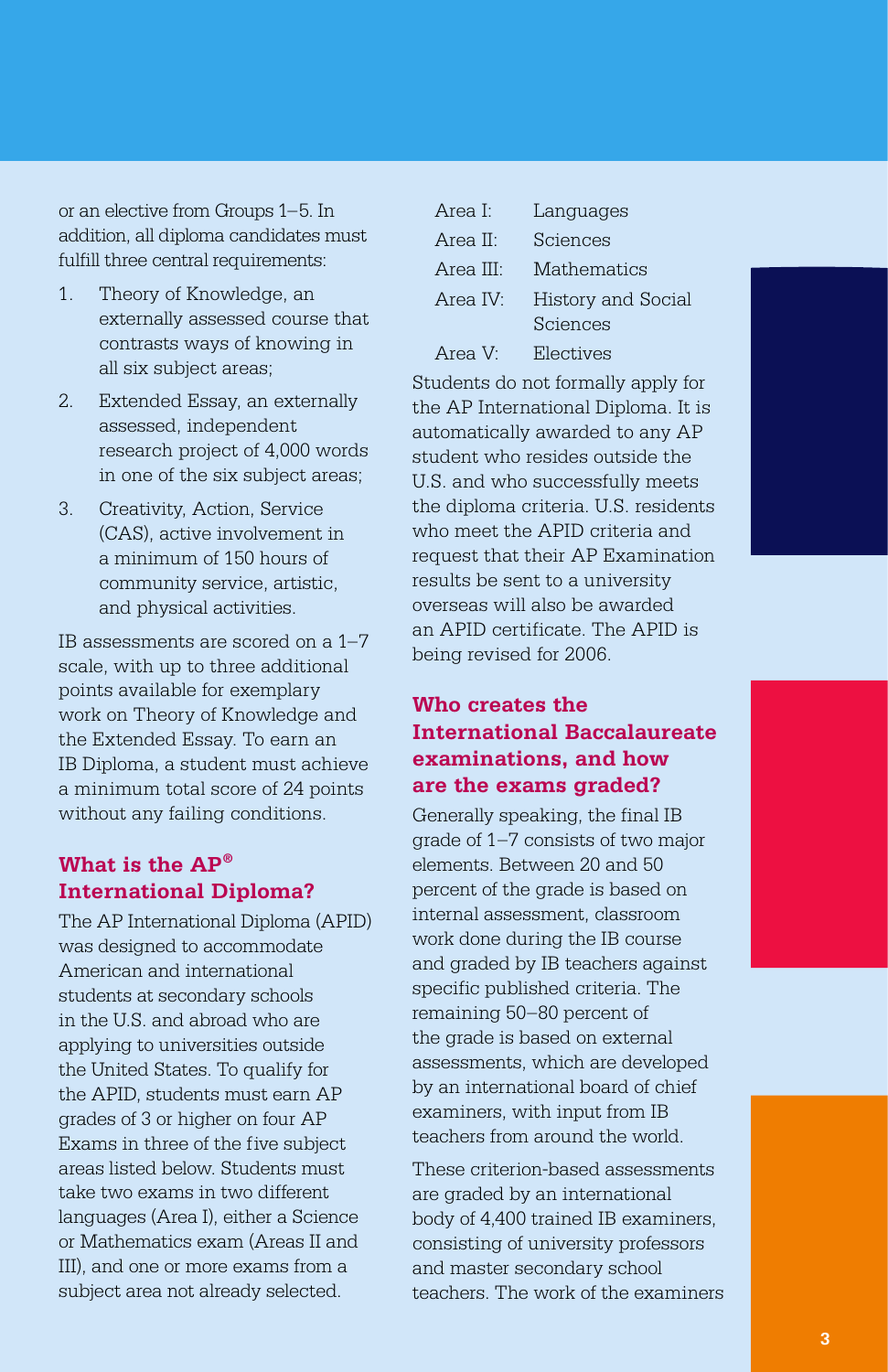or an elective from Groups 1–5. In addition, all diploma candidates must fulfill three central requirements:

1. Theory of Knowledge, an externally assessed course that contrasts ways of knowing in all six subject areas;
2. Extended Essay, an externally assessed, independent research project of 4,000 words in one of the six subject areas;
3. Creativity, Action, Service (CAS), active involvement in a minimum of 150 hours of community service, artistic, and physical activities.

IB assessments are scored on a 1–7 scale, with up to three additional points available for exemplary work on Theory of Knowledge and the Extended Essay. To earn an IB Diploma, a student must achieve a minimum total score of 24 points without any failing conditions.

## What is the AP® International Diploma?

The AP International Diploma (APID) was designed to accommodate American and international students at secondary schools in the U.S. and abroad who are applying to universities outside the United States. To qualify for the APID, students must earn AP grades of 3 or higher on four AP Exams in three of the five subject areas listed below. Students must take two exams in two different languages (Area I), either a Science or Mathematics exam (Areas II and III), and one or more exams from a subject area not already selected.

| | |
|---|---|
| Area I: | Languages |
| Area II: | Sciences |
| Area III: | Mathematics |
| Area IV: | History and Social Sciences |
| Area V: | Electives |

Students do not formally apply for the AP International Diploma. It is automatically awarded to any AP student who resides outside the U.S. and who successfully meets the diploma criteria. U.S. residents who meet the APID criteria and request that their AP Examination results be sent to a university overseas will also be awarded an APID certificate. The APID is being revised for 2006.

## Who creates the International Baccalaureate examinations, and how are the exams graded?

Generally speaking, the final IB grade of 1–7 consists of two major elements. Between 20 and 50 percent of the grade is based on internal assessment, classroom work done during the IB course and graded by IB teachers against specific published criteria. The remaining 50–80 percent of the grade is based on external assessments, which are developed by an international board of chief examiners, with input from IB teachers from around the world.

These criterion-based assessments are graded by an international body of 4,400 trained IB examiners, consisting of university professors and master secondary school teachers. The work of the examiners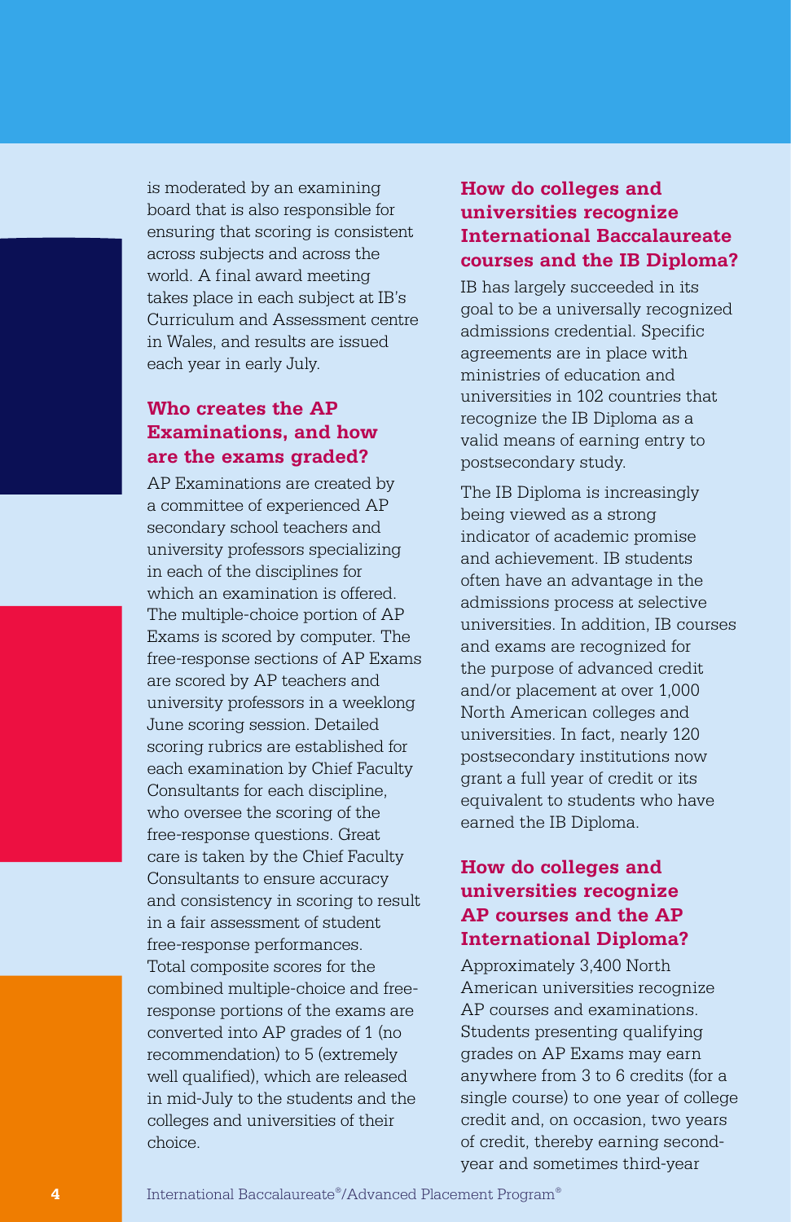is moderated by an examining board that is also responsible for ensuring that scoring is consistent across subjects and across the world. A final award meeting takes place in each subject at IB's Curriculum and Assessment centre in Wales, and results are issued each year in early July.

### Who creates the AP Examinations, and how are the exams graded?

AP Examinations are created by a committee of experienced AP secondary school teachers and university professors specializing in each of the disciplines for which an examination is offered. The multiple-choice portion of AP Exams is scored by computer. The free-response sections of AP Exams are scored by AP teachers and university professors in a weeklong June scoring session. Detailed scoring rubrics are established for each examination by Chief Faculty Consultants for each discipline, who oversee the scoring of the free-response questions. Great care is taken by the Chief Faculty Consultants to ensure accuracy and consistency in scoring to result in a fair assessment of student free-response performances. Total composite scores for the combined multiple-choice and free-response portions of the exams are converted into AP grades of 1 (no recommendation) to 5 (extremely well qualified), which are released in mid-July to the students and the colleges and universities of their choice.

### How do colleges and universities recognize International Baccalaureate courses and the IB Diploma?

IB has largely succeeded in its goal to be a universally recognized admissions credential. Specific agreements are in place with ministries of education and universities in 102 countries that recognize the IB Diploma as a valid means of earning entry to postsecondary study.

The IB Diploma is increasingly being viewed as a strong indicator of academic promise and achievement. IB students often have an advantage in the admissions process at selective universities. In addition, IB courses and exams are recognized for the purpose of advanced credit and/or placement at over 1,000 North American colleges and universities. In fact, nearly 120 postsecondary institutions now grant a full year of credit or its equivalent to students who have earned the IB Diploma.

### How do colleges and universities recognize AP courses and the AP International Diploma?

Approximately 3,400 North American universities recognize AP courses and examinations. Students presenting qualifying grades on AP Exams may earn anywhere from 3 to 6 credits (for a single course) to one year of college credit and, on occasion, two years of credit, thereby earning second-year and sometimes third-year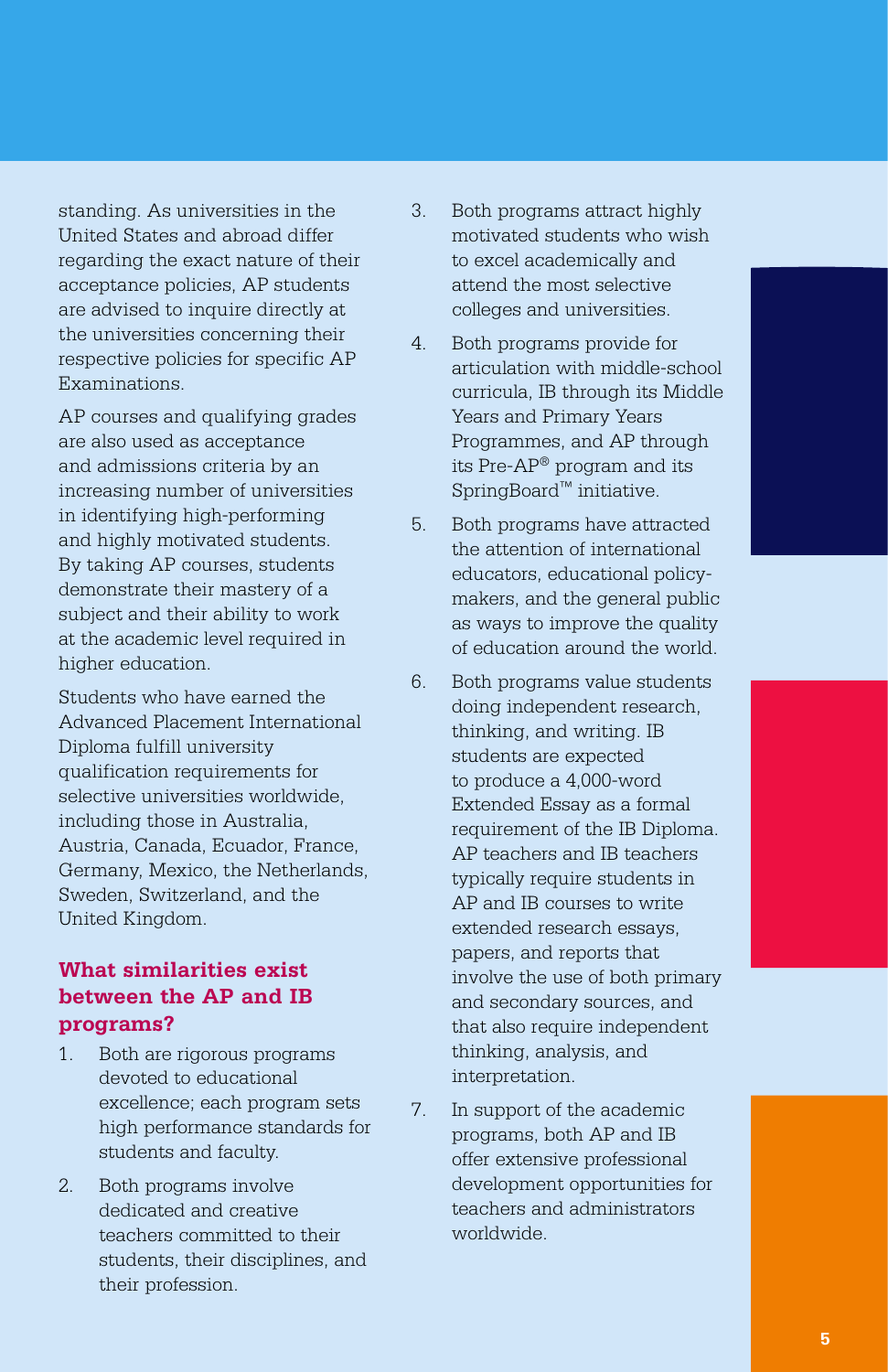standing. As universities in the United States and abroad differ regarding the exact nature of their acceptance policies, AP students are advised to inquire directly at the universities concerning their respective policies for specific AP Examinations.

AP courses and qualifying grades are also used as acceptance and admissions criteria by an increasing number of universities in identifying high-performing and highly motivated students. By taking AP courses, students demonstrate their mastery of a subject and their ability to work at the academic level required in higher education.

Students who have earned the Advanced Placement International Diploma fulfill university qualification requirements for selective universities worldwide, including those in Australia, Austria, Canada, Ecuador, France, Germany, Mexico, the Netherlands, Sweden, Switzerland, and the United Kingdom.

### What similarities exist between the AP and IB programs?

1. Both are rigorous programs devoted to educational excellence; each program sets high performance standards for students and faculty.
2. Both programs involve dedicated and creative teachers committed to their students, their disciplines, and their profession.
3. Both programs attract highly motivated students who wish to excel academically and attend the most selective colleges and universities.
4. Both programs provide for articulation with middle-school curricula, IB through its Middle Years and Primary Years Programmes, and AP through its Pre-AP® program and its SpringBoard™ initiative.
5. Both programs have attracted the attention of international educators, educational policy-makers, and the general public as ways to improve the quality of education around the world.
6. Both programs value students doing independent research, thinking, and writing. IB students are expected to produce a 4,000-word Extended Essay as a formal requirement of the IB Diploma. AP teachers and IB teachers typically require students in AP and IB courses to write extended research essays, papers, and reports that involve the use of both primary and secondary sources, and that also require independent thinking, analysis, and interpretation.
7. In support of the academic programs, both AP and IB offer extensive professional development opportunities for teachers and administrators worldwide.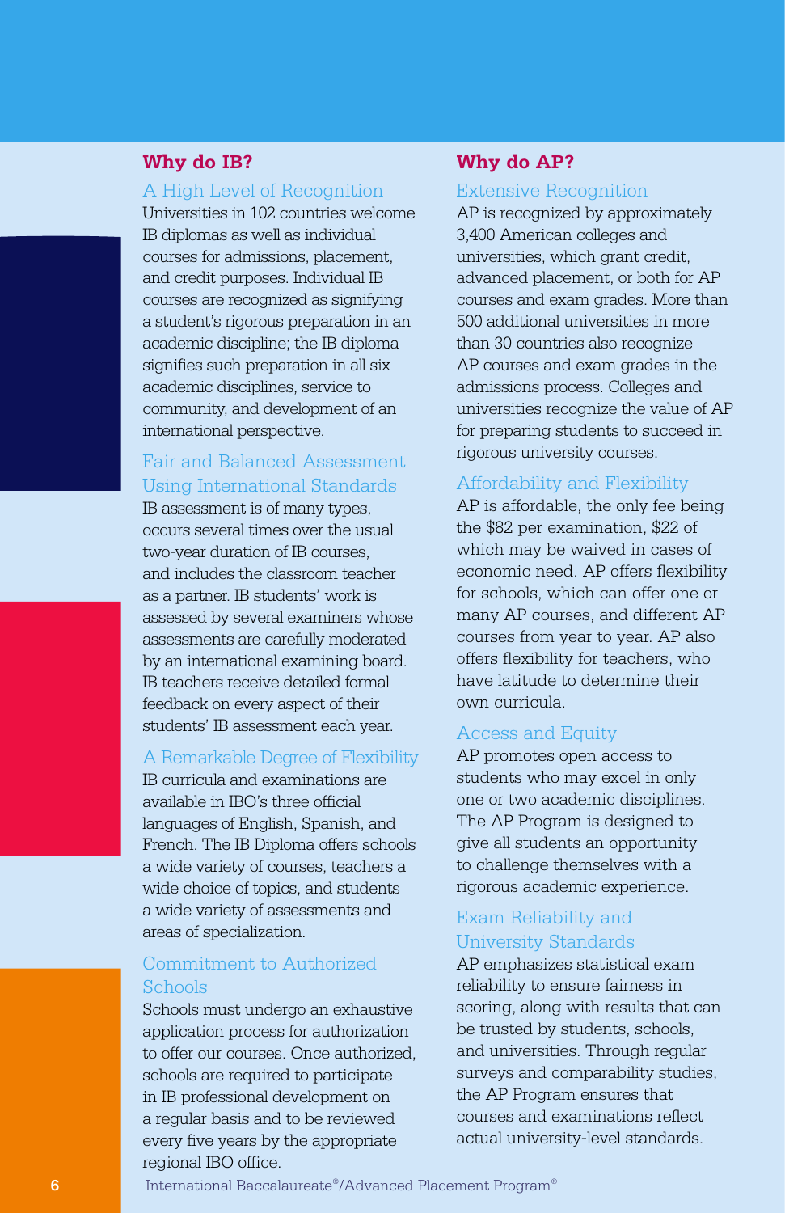## Why do IB?

### A High Level of Recognition

Universities in 102 countries welcome IB diplomas as well as individual courses for admissions, placement, and credit purposes. Individual IB courses are recognized as signifying a student's rigorous preparation in an academic discipline; the IB diploma signifies such preparation in all six academic disciplines, service to community, and development of an international perspective.

### Fair and Balanced Assessment Using International Standards

IB assessment is of many types, occurs several times over the usual two-year duration of IB courses, and includes the classroom teacher as a partner. IB students' work is assessed by several examiners whose assessments are carefully moderated by an international examining board. IB teachers receive detailed formal feedback on every aspect of their students' IB assessment each year.

### A Remarkable Degree of Flexibility

IB curricula and examinations are available in IBO's three official languages of English, Spanish, and French. The IB Diploma offers schools a wide variety of courses, teachers a wide choice of topics, and students a wide variety of assessments and areas of specialization.

### Commitment to Authorized Schools

Schools must undergo an exhaustive application process for authorization to offer our courses. Once authorized, schools are required to participate in IB professional development on a regular basis and to be reviewed every five years by the appropriate regional IBO office.

## Why do AP?

### Extensive Recognition

AP is recognized by approximately 3,400 American colleges and universities, which grant credit, advanced placement, or both for AP courses and exam grades. More than 500 additional universities in more than 30 countries also recognize AP courses and exam grades in the admissions process. Colleges and universities recognize the value of AP for preparing students to succeed in rigorous university courses.

### Affordability and Flexibility

AP is affordable, the only fee being the $82 per examination, $22 of which may be waived in cases of economic need. AP offers flexibility for schools, which can offer one or many AP courses, and different AP courses from year to year. AP also offers flexibility for teachers, who have latitude to determine their own curricula.

### Access and Equity

AP promotes open access to students who may excel in only one or two academic disciplines. The AP Program is designed to give all students an opportunity to challenge themselves with a rigorous academic experience.

### Exam Reliability and University Standards

AP emphasizes statistical exam reliability to ensure fairness in scoring, along with results that can be trusted by students, schools, and universities. Through regular surveys and comparability studies, the AP Program ensures that courses and examinations reflect actual university-level standards.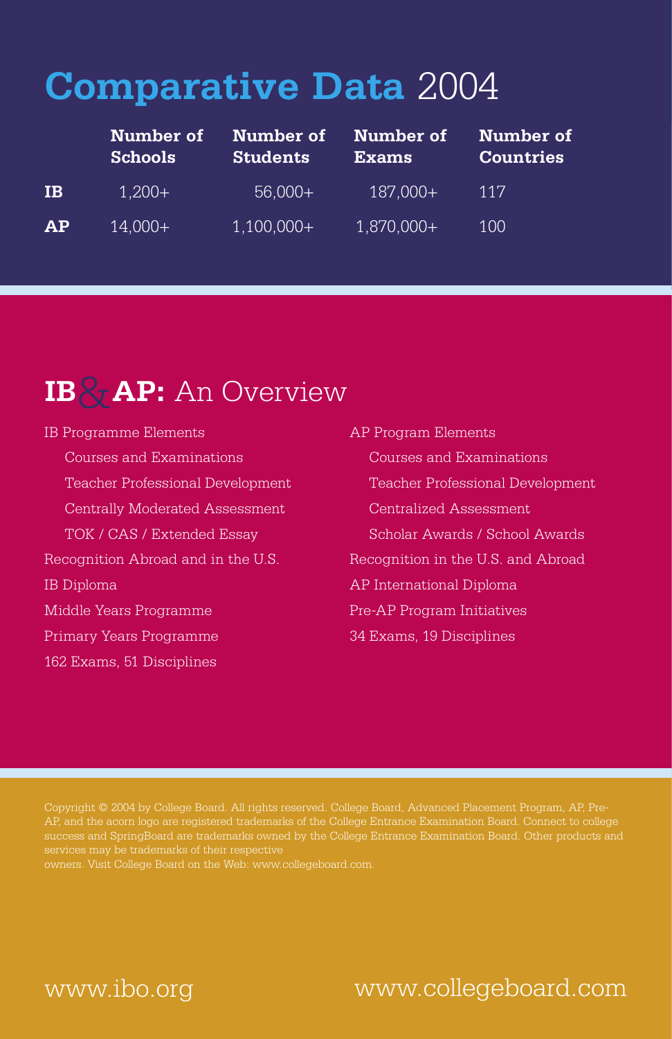# Comparative Data 2004

| | Number of Schools | Number of Students | Number of Exams | Number of Countries |
|---|---|---|---|---|
| **IB** | 1,200+ | 56,000+ | 187,000+ | 117 |
| **AP** | 14,000+ | 1,100,000+ | 1,870,000+ | 100 |

## IB & AP: An Overview

IB Programme Elements

- Courses and Examinations
- Teacher Professional Development
- Centrally Moderated Assessment
- TOK / CAS / Extended Essay

Recognition Abroad and in the U.S.

IB Diploma

Middle Years Programme

Primary Years Programme

162 Exams, 51 Disciplines

AP Program Elements

- Courses and Examinations
- Teacher Professional Development
- Centralized Assessment
- Scholar Awards / School Awards

Recognition in the U.S. and Abroad

AP International Diploma

Pre-AP Program Initiatives

34 Exams, 19 Disciplines

Copyright © 2004 by College Board. All rights reserved. College Board, Advanced Placement Program, AP, Pre-AP, and the acorn logo are registered trademarks of the College Entrance Examination Board. Connect to college success and SpringBoard are trademarks owned by the College Entrance Examination Board. Other products and services may be trademarks of their respective owners. Visit College Board on the Web: www.collegeboard.com.

www.ibo.org

www.collegeboard.com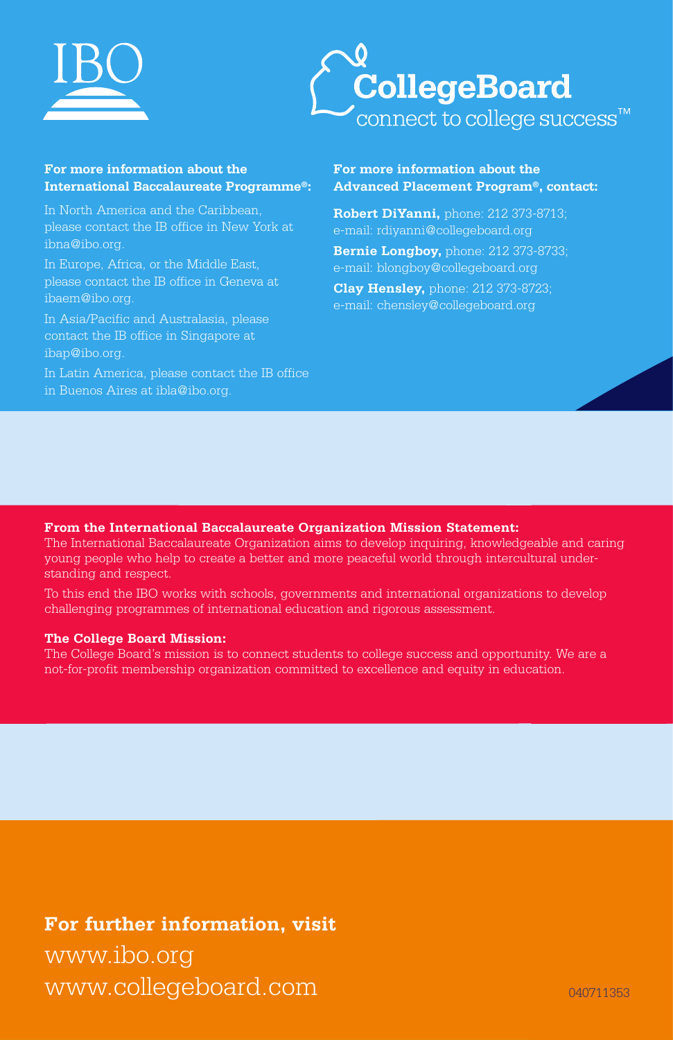IBO

CollegeBoard

connect to college success™

**For more information about the International Baccalaureate Programme®:**

In North America and the Caribbean, please contact the IB office in New York at ibna@ibo.org.

In Europe, Africa, or the Middle East, please contact the IB office in Geneva at ibaem@ibo.org.

In Asia/Pacific and Australasia, please contact the IB office in Singapore at ibap@ibo.org.

In Latin America, please contact the IB office in Buenos Aires at ibla@ibo.org.

**For more information about the Advanced Placement Program®, contact:**

**Robert DiYanni,** phone: 212 373-8713; e-mail: rdiyanni@collegeboard.org

**Bernie Longboy,** phone: 212 373-8733; e-mail: blongboy@collegeboard.org

**Clay Hensley,** phone: 212 373-8723; e-mail: chensley@collegeboard.org

**From the International Baccalaureate Organization Mission Statement:**
The International Baccalaureate Organization aims to develop inquiring, knowledgeable and caring young people who help to create a better and more peaceful world through intercultural understanding and respect.

To this end the IBO works with schools, governments and international organizations to develop challenging programmes of international education and rigorous assessment.

**The College Board Mission:**
The College Board's mission is to connect students to college success and opportunity. We are a not-for-profit membership organization committed to excellence and equity in education.

**For further information, visit**

www.ibo.org

www.collegeboard.com

040711353